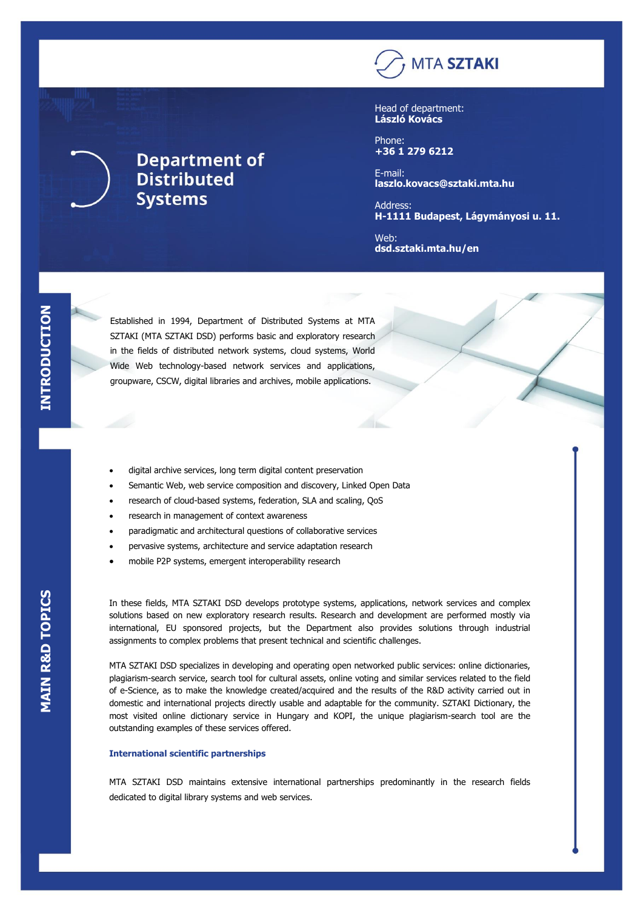MTA SZTAKI

# Department of Distributed Systems

Head of department:
**László Kovács**

Phone:
**+36 1 279 6212**

E-mail:
**laszlo.kovacs@sztaki.mta.hu**

Address:
**H-1111 Budapest, Lágymányosi u. 11.**

Web:
**dsd.sztaki.mta.hu/en**

## INTRODUCTION

Established in 1994, Department of Distributed Systems at MTA SZTAKI (MTA SZTAKI DSD) performs basic and exploratory research in the fields of distributed network systems, cloud systems, World Wide Web technology-based network services and applications, groupware, CSCW, digital libraries and archives, mobile applications.

## MAIN R&D TOPICS

- digital archive services, long term digital content preservation
- Semantic Web, web service composition and discovery, Linked Open Data
- research of cloud-based systems, federation, SLA and scaling, QoS
- research in management of context awareness
- paradigmatic and architectural questions of collaborative services
- pervasive systems, architecture and service adaptation research
- mobile P2P systems, emergent interoperability research

In these fields, MTA SZTAKI DSD develops prototype systems, applications, network services and complex solutions based on new exploratory research results. Research and development are performed mostly via international, EU sponsored projects, but the Department also provides solutions through industrial assignments to complex problems that present technical and scientific challenges.

MTA SZTAKI DSD specializes in developing and operating open networked public services: online dictionaries, plagiarism-search service, search tool for cultural assets, online voting and similar services related to the field of e-Science, as to make the knowledge created/acquired and the results of the R&D activity carried out in domestic and international projects directly usable and adaptable for the community. SZTAKI Dictionary, the most visited online dictionary service in Hungary and KOPI, the unique plagiarism-search tool are the outstanding examples of these services offered.

### International scientific partnerships

MTA SZTAKI DSD maintains extensive international partnerships predominantly in the research fields dedicated to digital library systems and web services.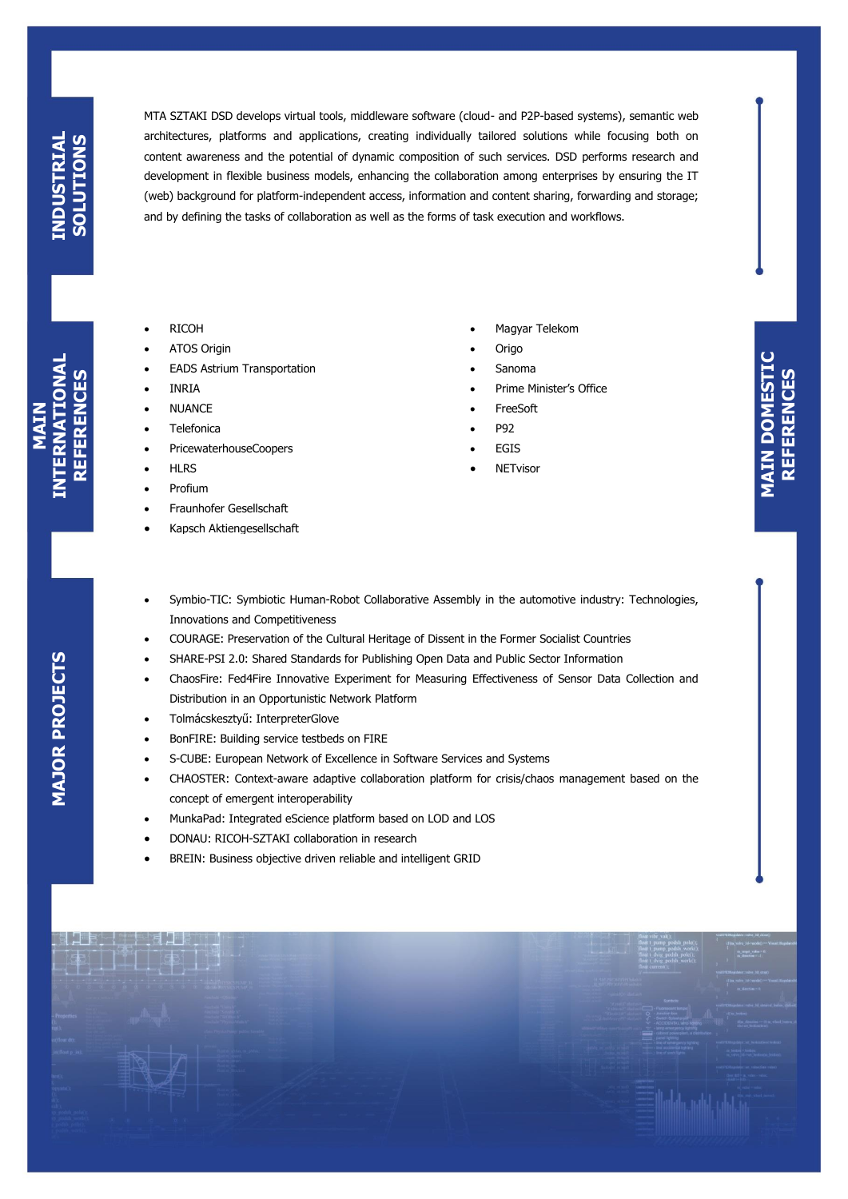## INDUSTRIAL SOLUTIONS

MTA SZTAKI DSD develops virtual tools, middleware software (cloud- and P2P-based systems), semantic web architectures, platforms and applications, creating individually tailored solutions while focusing both on content awareness and the potential of dynamic composition of such services. DSD performs research and development in flexible business models, enhancing the collaboration among enterprises by ensuring the IT (web) background for platform-independent access, information and content sharing, forwarding and storage; and by defining the tasks of collaboration as well as the forms of task execution and workflows.

## MAIN INTERNATIONAL REFERENCES

- RICOH
- ATOS Origin
- EADS Astrium Transportation
- INRIA
- NUANCE
- Telefonica
- PricewaterhouseCoopers
- HLRS
- Profium
- Fraunhofer Gesellschaft
- Kapsch Aktiengesellschaft

## MAIN DOMESTIC REFERENCES

- Magyar Telekom
- Origo
- Sanoma
- Prime Minister's Office
- FreeSoft
- P92
- EGIS
- NETvisor

## MAJOR PROJECTS

- Symbio-TIC: Symbiotic Human-Robot Collaborative Assembly in the automotive industry: Technologies, Innovations and Competitiveness
- COURAGE: Preservation of the Cultural Heritage of Dissent in the Former Socialist Countries
- SHARE-PSI 2.0: Shared Standards for Publishing Open Data and Public Sector Information
- ChaosFire: Fed4Fire Innovative Experiment for Measuring Effectiveness of Sensor Data Collection and Distribution in an Opportunistic Network Platform
- Tolmácskesztyű: InterpreterGlove
- BonFIRE: Building service testbeds on FIRE
- S-CUBE: European Network of Excellence in Software Services and Systems
- CHAOSTER: Context-aware adaptive collaboration platform for crisis/chaos management based on the concept of emergent interoperability
- MunkaPad: Integrated eScience platform based on LOD and LOS
- DONAU: RICOH-SZTAKI collaboration in research
- BREIN: Business objective driven reliable and intelligent GRID